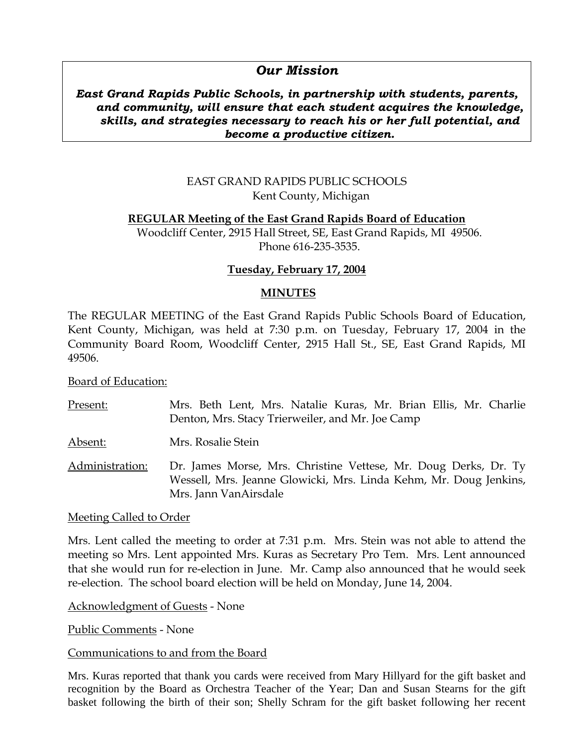## *Our Mission*

***East Grand Rapids Public Schools, in partnership with students, parents, and community, will ensure that each student acquires the knowledge, skills, and strategies necessary to reach his or her full potential, and become a productive citizen.***

EAST GRAND RAPIDS PUBLIC SCHOOLS
Kent County, Michigan

**REGULAR Meeting of the East Grand Rapids Board of Education**
Woodcliff Center, 2915 Hall Street, SE, East Grand Rapids, MI 49506.
Phone 616-235-3535.

**Tuesday, February 17, 2004**

**MINUTES**

The REGULAR MEETING of the East Grand Rapids Public Schools Board of Education, Kent County, Michigan, was held at 7:30 p.m. on Tuesday, February 17, 2004 in the Community Board Room, Woodcliff Center, 2915 Hall St., SE, East Grand Rapids, MI 49506.

Board of Education:

Present: Mrs. Beth Lent, Mrs. Natalie Kuras, Mr. Brian Ellis, Mr. Charlie Denton, Mrs. Stacy Trierweiler, and Mr. Joe Camp

Absent: Mrs. Rosalie Stein

Administration: Dr. James Morse, Mrs. Christine Vettese, Mr. Doug Derks, Dr. Ty Wessell, Mrs. Jeanne Glowicki, Mrs. Linda Kehm, Mr. Doug Jenkins, Mrs. Jann VanAirsdale

Meeting Called to Order

Mrs. Lent called the meeting to order at 7:31 p.m. Mrs. Stein was not able to attend the meeting so Mrs. Lent appointed Mrs. Kuras as Secretary Pro Tem. Mrs. Lent announced that she would run for re-election in June. Mr. Camp also announced that he would seek re-election. The school board election will be held on Monday, June 14, 2004.

Acknowledgment of Guests - None

Public Comments - None

Communications to and from the Board

Mrs. Kuras reported that thank you cards were received from Mary Hillyard for the gift basket and recognition by the Board as Orchestra Teacher of the Year; Dan and Susan Stearns for the gift basket following the birth of their son; Shelly Schram for the gift basket following her recent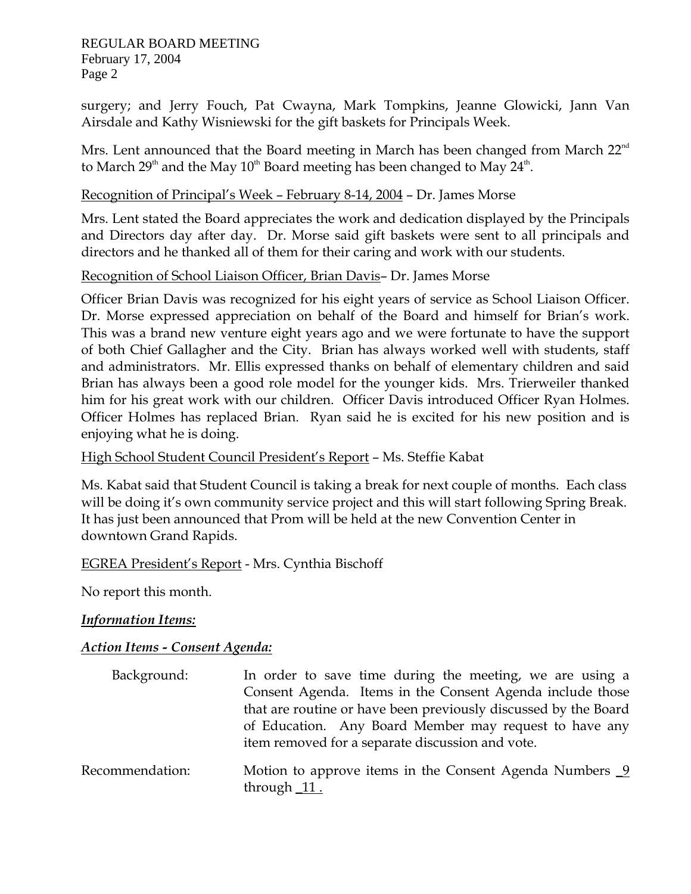surgery; and Jerry Fouch, Pat Cwayna, Mark Tompkins, Jeanne Glowicki, Jann Van Airsdale and Kathy Wisniewski for the gift baskets for Principals Week.

Mrs. Lent announced that the Board meeting in March has been changed from March 22nd to March 29th and the May 10th Board meeting has been changed to May 24th.

Recognition of Principal's Week – February 8-14, 2004 – Dr. James Morse

Mrs. Lent stated the Board appreciates the work and dedication displayed by the Principals and Directors day after day. Dr. Morse said gift baskets were sent to all principals and directors and he thanked all of them for their caring and work with our students.

Recognition of School Liaison Officer, Brian Davis– Dr. James Morse

Officer Brian Davis was recognized for his eight years of service as School Liaison Officer. Dr. Morse expressed appreciation on behalf of the Board and himself for Brian's work. This was a brand new venture eight years ago and we were fortunate to have the support of both Chief Gallagher and the City. Brian has always worked well with students, staff and administrators. Mr. Ellis expressed thanks on behalf of elementary children and said Brian has always been a good role model for the younger kids. Mrs. Trierweiler thanked him for his great work with our children. Officer Davis introduced Officer Ryan Holmes. Officer Holmes has replaced Brian. Ryan said he is excited for his new position and is enjoying what he is doing.

High School Student Council President's Report – Ms. Steffie Kabat

Ms. Kabat said that Student Council is taking a break for next couple of months. Each class will be doing it's own community service project and this will start following Spring Break. It has just been announced that Prom will be held at the new Convention Center in downtown Grand Rapids.

EGREA President's Report - Mrs. Cynthia Bischoff

No report this month.

***Information Items:***

***Action Items - Consent Agenda:***

Background: In order to save time during the meeting, we are using a Consent Agenda. Items in the Consent Agenda include those that are routine or have been previously discussed by the Board of Education. Any Board Member may request to have any item removed for a separate discussion and vote.

Recommendation: Motion to approve items in the Consent Agenda Numbers _9 through _11 .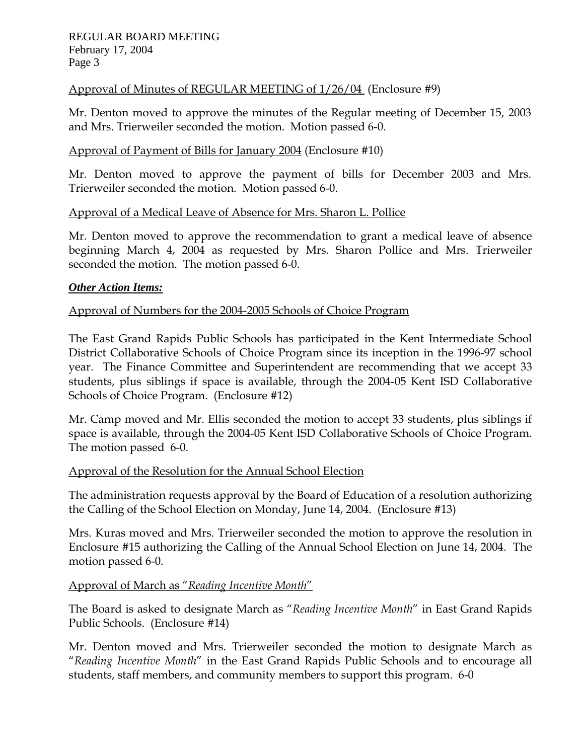Approval of Minutes of REGULAR MEETING of 1/26/04 (Enclosure #9)

Mr. Denton moved to approve the minutes of the Regular meeting of December 15, 2003 and Mrs. Trierweiler seconded the motion. Motion passed 6-0.

Approval of Payment of Bills for January 2004 (Enclosure #10)

Mr. Denton moved to approve the payment of bills for December 2003 and Mrs. Trierweiler seconded the motion. Motion passed 6-0.

Approval of a Medical Leave of Absence for Mrs. Sharon L. Pollice

Mr. Denton moved to approve the recommendation to grant a medical leave of absence beginning March 4, 2004 as requested by Mrs. Sharon Pollice and Mrs. Trierweiler seconded the motion. The motion passed 6-0.

***Other Action Items:***

Approval of Numbers for the 2004-2005 Schools of Choice Program

The East Grand Rapids Public Schools has participated in the Kent Intermediate School District Collaborative Schools of Choice Program since its inception in the 1996-97 school year. The Finance Committee and Superintendent are recommending that we accept 33 students, plus siblings if space is available, through the 2004-05 Kent ISD Collaborative Schools of Choice Program. (Enclosure #12)

Mr. Camp moved and Mr. Ellis seconded the motion to accept 33 students, plus siblings if space is available, through the 2004-05 Kent ISD Collaborative Schools of Choice Program. The motion passed 6-0.

Approval of the Resolution for the Annual School Election

The administration requests approval by the Board of Education of a resolution authorizing the Calling of the School Election on Monday, June 14, 2004. (Enclosure #13)

Mrs. Kuras moved and Mrs. Trierweiler seconded the motion to approve the resolution in Enclosure #15 authorizing the Calling of the Annual School Election on June 14, 2004. The motion passed 6-0.

Approval of March as "*Reading Incentive Month*"

The Board is asked to designate March as "*Reading Incentive Month*" in East Grand Rapids Public Schools. (Enclosure #14)

Mr. Denton moved and Mrs. Trierweiler seconded the motion to designate March as "*Reading Incentive Month*" in the East Grand Rapids Public Schools and to encourage all students, staff members, and community members to support this program. 6-0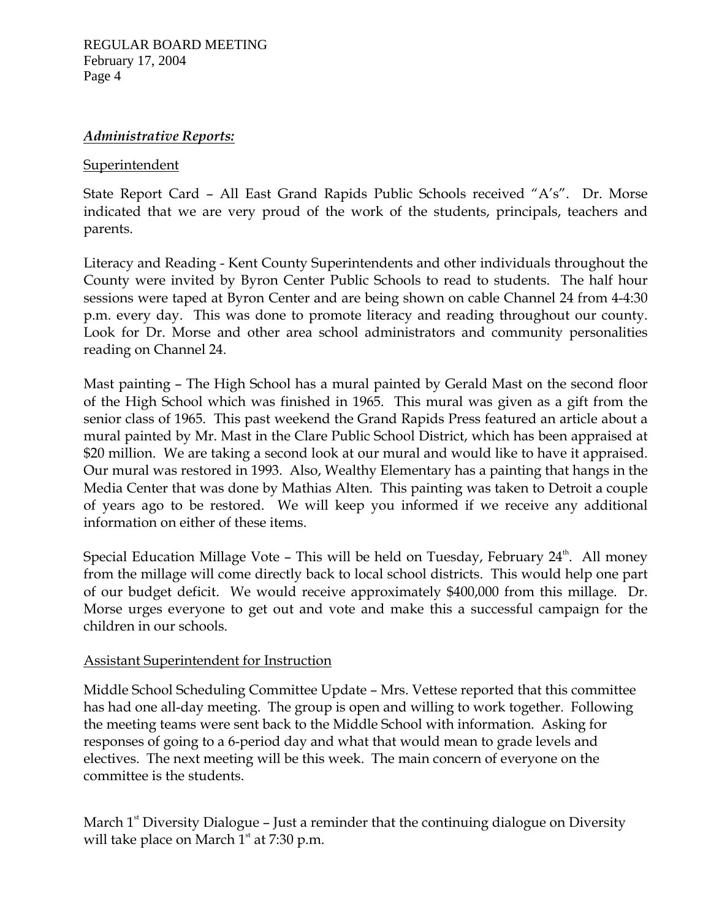***Administrative Reports:***

Superintendent

State Report Card – All East Grand Rapids Public Schools received "A's". Dr. Morse indicated that we are very proud of the work of the students, principals, teachers and parents.

Literacy and Reading - Kent County Superintendents and other individuals throughout the County were invited by Byron Center Public Schools to read to students. The half hour sessions were taped at Byron Center and are being shown on cable Channel 24 from 4-4:30 p.m. every day. This was done to promote literacy and reading throughout our county. Look for Dr. Morse and other area school administrators and community personalities reading on Channel 24.

Mast painting – The High School has a mural painted by Gerald Mast on the second floor of the High School which was finished in 1965. This mural was given as a gift from the senior class of 1965. This past weekend the Grand Rapids Press featured an article about a mural painted by Mr. Mast in the Clare Public School District, which has been appraised at $20 million. We are taking a second look at our mural and would like to have it appraised. Our mural was restored in 1993. Also, Wealthy Elementary has a painting that hangs in the Media Center that was done by Mathias Alten. This painting was taken to Detroit a couple of years ago to be restored. We will keep you informed if we receive any additional information on either of these items.

Special Education Millage Vote – This will be held on Tuesday, February 24th. All money from the millage will come directly back to local school districts. This would help one part of our budget deficit. We would receive approximately $400,000 from this millage. Dr. Morse urges everyone to get out and vote and make this a successful campaign for the children in our schools.

Assistant Superintendent for Instruction

Middle School Scheduling Committee Update – Mrs. Vettese reported that this committee has had one all-day meeting. The group is open and willing to work together. Following the meeting teams were sent back to the Middle School with information. Asking for responses of going to a 6-period day and what that would mean to grade levels and electives. The next meeting will be this week. The main concern of everyone on the committee is the students.

March 1st Diversity Dialogue – Just a reminder that the continuing dialogue on Diversity will take place on March 1st at 7:30 p.m.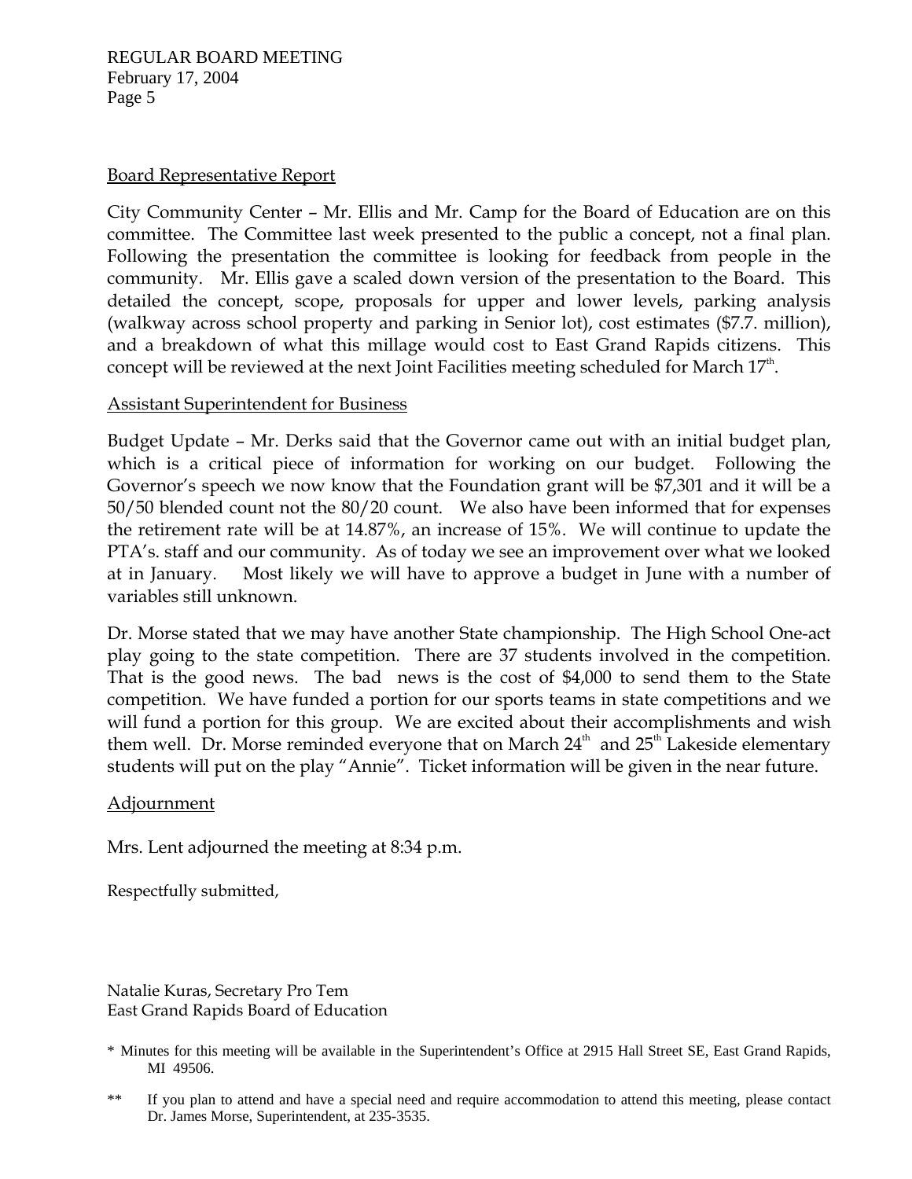## Board Representative Report

City Community Center – Mr. Ellis and Mr. Camp for the Board of Education are on this committee. The Committee last week presented to the public a concept, not a final plan. Following the presentation the committee is looking for feedback from people in the community. Mr. Ellis gave a scaled down version of the presentation to the Board. This detailed the concept, scope, proposals for upper and lower levels, parking analysis (walkway across school property and parking in Senior lot), cost estimates ($7.7. million), and a breakdown of what this millage would cost to East Grand Rapids citizens. This concept will be reviewed at the next Joint Facilities meeting scheduled for March 17th.

## Assistant Superintendent for Business

Budget Update – Mr. Derks said that the Governor came out with an initial budget plan, which is a critical piece of information for working on our budget. Following the Governor's speech we now know that the Foundation grant will be $7,301 and it will be a 50/50 blended count not the 80/20 count. We also have been informed that for expenses the retirement rate will be at 14.87%, an increase of 15%. We will continue to update the PTA's. staff and our community. As of today we see an improvement over what we looked at in January. Most likely we will have to approve a budget in June with a number of variables still unknown.

Dr. Morse stated that we may have another State championship. The High School One-act play going to the state competition. There are 37 students involved in the competition. That is the good news. The bad news is the cost of $4,000 to send them to the State competition. We have funded a portion for our sports teams in state competitions and we will fund a portion for this group. We are excited about their accomplishments and wish them well. Dr. Morse reminded everyone that on March 24th and 25th Lakeside elementary students will put on the play "Annie". Ticket information will be given in the near future.

## Adjournment

Mrs. Lent adjourned the meeting at 8:34 p.m.

Respectfully submitted,

Natalie Kuras, Secretary Pro Tem
East Grand Rapids Board of Education

\* Minutes for this meeting will be available in the Superintendent's Office at 2915 Hall Street SE, East Grand Rapids, MI 49506.

\*\* If you plan to attend and have a special need and require accommodation to attend this meeting, please contact Dr. James Morse, Superintendent, at 235-3535.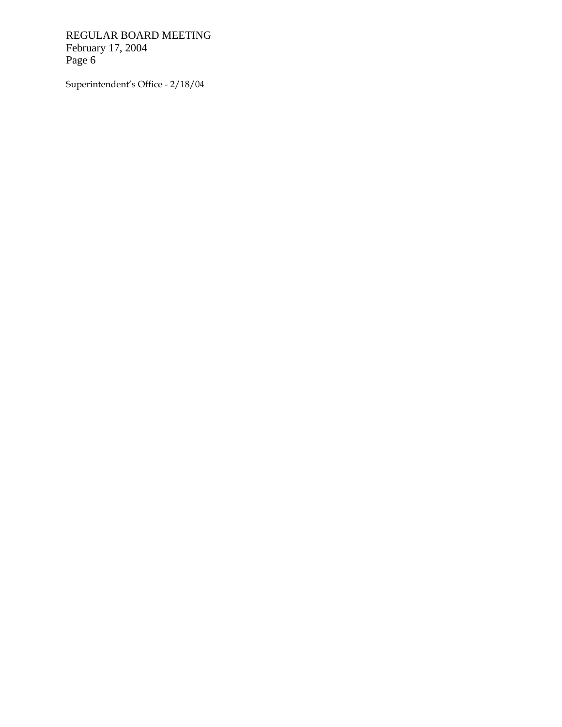Superintendent's Office - 2/18/04